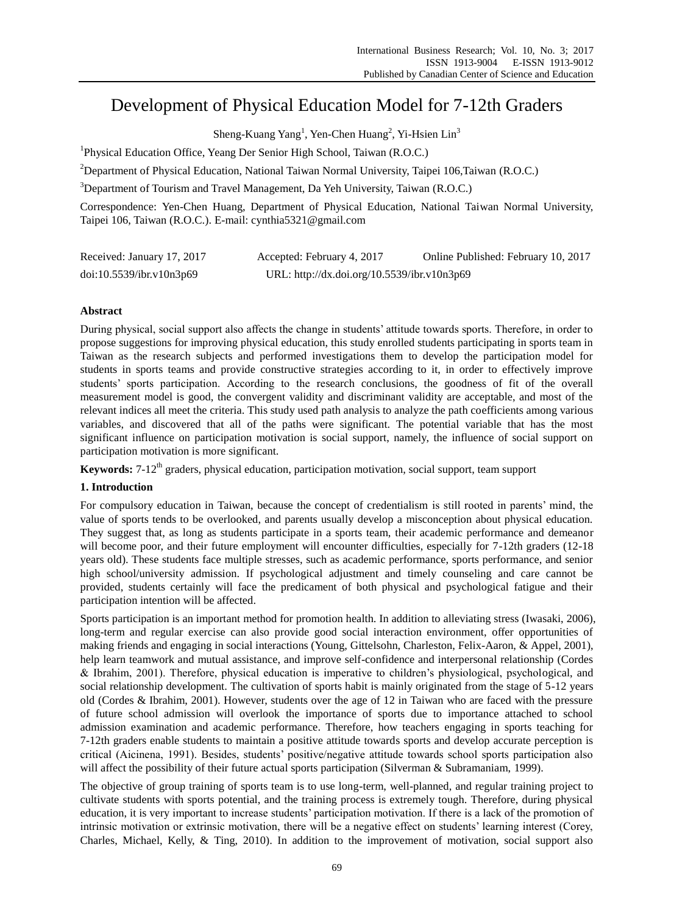# Development of Physical Education Model for 7-12th Graders

Sheng-Kuang Yang[1], Yen-Chen Huang[2], Yi-Hsien Lin[3]

[1]Physical Education Office, Yeang Der Senior High School, Taiwan (R.O.C.)

[2]Department of Physical Education, National Taiwan Normal University, Taipei 106,Taiwan (R.O.C.)

[3]Department of Tourism and Travel Management, Da Yeh University, Taiwan (R.O.C.)

Correspondence: Yen-Chen Huang, Department of Physical Education, National Taiwan Normal University, Taipei 106, Taiwan (R.O.C.). E-mail: cynthia5321@gmail.com

Received: January 17, 2017 Accepted: February 4, 2017 Online Published: February 10, 2017

doi:10.5539/ibr.v10n3p69 URL: http://dx.doi.org/10.5539/ibr.v10n3p69

## Abstract

During physical, social support also affects the change in students' attitude towards sports. Therefore, in order to propose suggestions for improving physical education, this study enrolled students participating in sports team in Taiwan as the research subjects and performed investigations them to develop the participation model for students in sports teams and provide constructive strategies according to it, in order to effectively improve students' sports participation. According to the research conclusions, the goodness of fit of the overall measurement model is good, the convergent validity and discriminant validity are acceptable, and most of the relevant indices all meet the criteria. This study used path analysis to analyze the path coefficients among various variables, and discovered that all of the paths were significant. The potential variable that has the most significant influence on participation motivation is social support, namely, the influence of social support on participation motivation is more significant.

**Keywords:** 7-12th graders, physical education, participation motivation, social support, team support

## 1. Introduction

For compulsory education in Taiwan, because the concept of credentialism is still rooted in parents' mind, the value of sports tends to be overlooked, and parents usually develop a misconception about physical education. They suggest that, as long as students participate in a sports team, their academic performance and demeanor will become poor, and their future employment will encounter difficulties, especially for 7-12th graders (12-18 years old). These students face multiple stresses, such as academic performance, sports performance, and senior high school/university admission. If psychological adjustment and timely counseling and care cannot be provided, students certainly will face the predicament of both physical and psychological fatigue and their participation intention will be affected.

Sports participation is an important method for promotion health. In addition to alleviating stress (Iwasaki, 2006), long-term and regular exercise can also provide good social interaction environment, offer opportunities of making friends and engaging in social interactions (Young, Gittelsohn, Charleston, Felix-Aaron, & Appel, 2001), help learn teamwork and mutual assistance, and improve self-confidence and interpersonal relationship (Cordes & Ibrahim, 2001). Therefore, physical education is imperative to children's physiological, psychological, and social relationship development. The cultivation of sports habit is mainly originated from the stage of 5-12 years old (Cordes & Ibrahim, 2001). However, students over the age of 12 in Taiwan who are faced with the pressure of future school admission will overlook the importance of sports due to importance attached to school admission examination and academic performance. Therefore, how teachers engaging in sports teaching for 7-12th graders enable students to maintain a positive attitude towards sports and develop accurate perception is critical (Aicinena, 1991). Besides, students' positive/negative attitude towards school sports participation also will affect the possibility of their future actual sports participation (Silverman & Subramaniam, 1999).

The objective of group training of sports team is to use long-term, well-planned, and regular training project to cultivate students with sports potential, and the training process is extremely tough. Therefore, during physical education, it is very important to increase students' participation motivation. If there is a lack of the promotion of intrinsic motivation or extrinsic motivation, there will be a negative effect on students' learning interest (Corey, Charles, Michael, Kelly, & Ting, 2010). In addition to the improvement of motivation, social support also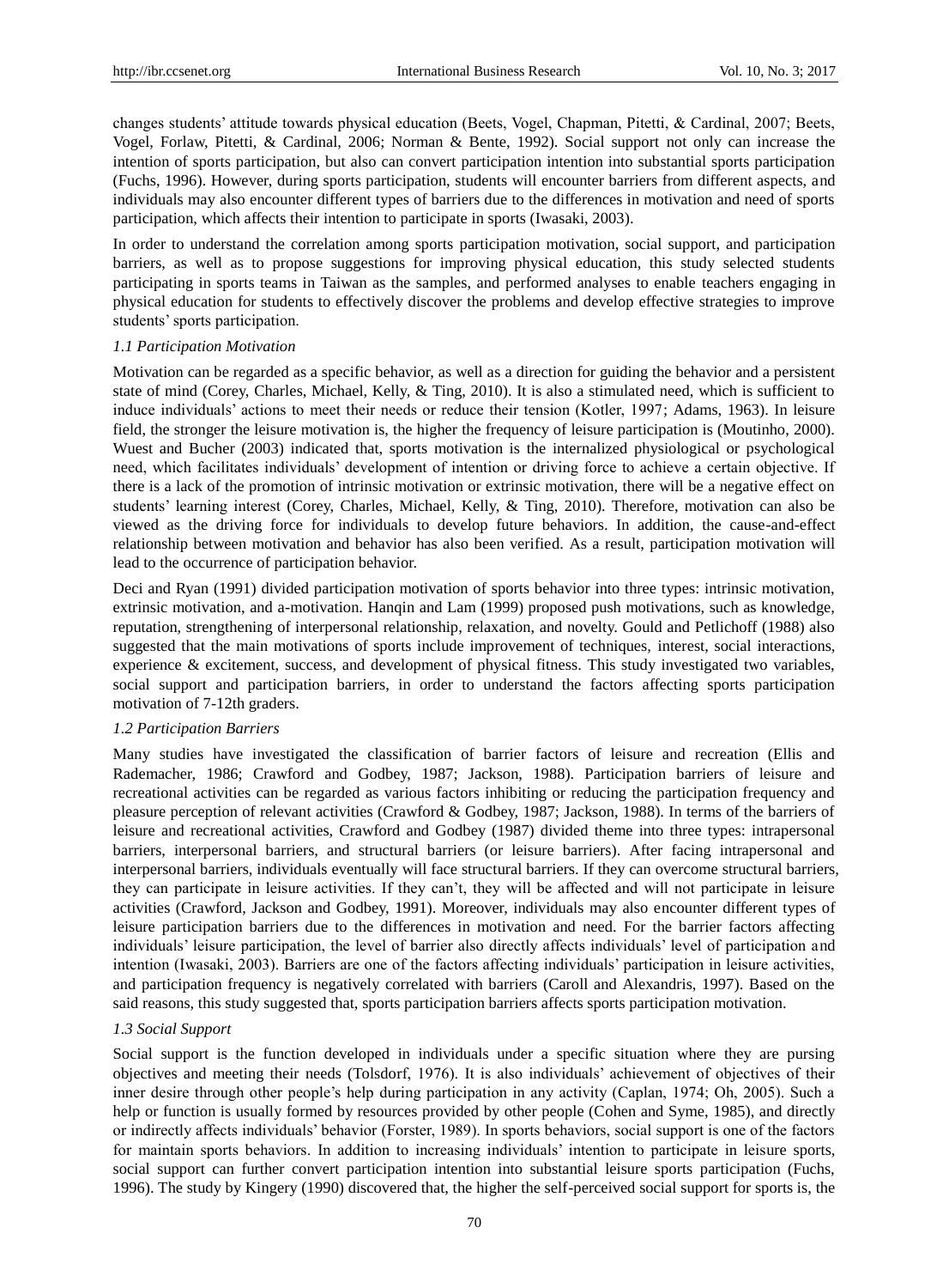changes students' attitude towards physical education (Beets, Vogel, Chapman, Pitetti, & Cardinal, 2007; Beets, Vogel, Forlaw, Pitetti, & Cardinal, 2006; Norman & Bente, 1992). Social support not only can increase the intention of sports participation, but also can convert participation intention into substantial sports participation (Fuchs, 1996). However, during sports participation, students will encounter barriers from different aspects, and individuals may also encounter different types of barriers due to the differences in motivation and need of sports participation, which affects their intention to participate in sports (Iwasaki, 2003).

In order to understand the correlation among sports participation motivation, social support, and participation barriers, as well as to propose suggestions for improving physical education, this study selected students participating in sports teams in Taiwan as the samples, and performed analyses to enable teachers engaging in physical education for students to effectively discover the problems and develop effective strategies to improve students' sports participation.

### *1.1 Participation Motivation*

Motivation can be regarded as a specific behavior, as well as a direction for guiding the behavior and a persistent state of mind (Corey, Charles, Michael, Kelly, & Ting, 2010). It is also a stimulated need, which is sufficient to induce individuals' actions to meet their needs or reduce their tension (Kotler, 1997; Adams, 1963). In leisure field, the stronger the leisure motivation is, the higher the frequency of leisure participation is (Moutinho, 2000). Wuest and Bucher (2003) indicated that, sports motivation is the internalized physiological or psychological need, which facilitates individuals' development of intention or driving force to achieve a certain objective. If there is a lack of the promotion of intrinsic motivation or extrinsic motivation, there will be a negative effect on students' learning interest (Corey, Charles, Michael, Kelly, & Ting, 2010). Therefore, motivation can also be viewed as the driving force for individuals to develop future behaviors. In addition, the cause-and-effect relationship between motivation and behavior has also been verified. As a result, participation motivation will lead to the occurrence of participation behavior.

Deci and Ryan (1991) divided participation motivation of sports behavior into three types: intrinsic motivation, extrinsic motivation, and a-motivation. Hanqin and Lam (1999) proposed push motivations, such as knowledge, reputation, strengthening of interpersonal relationship, relaxation, and novelty. Gould and Petlichoff (1988) also suggested that the main motivations of sports include improvement of techniques, interest, social interactions, experience & excitement, success, and development of physical fitness. This study investigated two variables, social support and participation barriers, in order to understand the factors affecting sports participation motivation of 7-12th graders.

### *1.2 Participation Barriers*

Many studies have investigated the classification of barrier factors of leisure and recreation (Ellis and Rademacher, 1986; Crawford and Godbey, 1987; Jackson, 1988). Participation barriers of leisure and recreational activities can be regarded as various factors inhibiting or reducing the participation frequency and pleasure perception of relevant activities (Crawford & Godbey, 1987; Jackson, 1988). In terms of the barriers of leisure and recreational activities, Crawford and Godbey (1987) divided theme into three types: intrapersonal barriers, interpersonal barriers, and structural barriers (or leisure barriers). After facing intrapersonal and interpersonal barriers, individuals eventually will face structural barriers. If they can overcome structural barriers, they can participate in leisure activities. If they can't, they will be affected and will not participate in leisure activities (Crawford, Jackson and Godbey, 1991). Moreover, individuals may also encounter different types of leisure participation barriers due to the differences in motivation and need. For the barrier factors affecting individuals' leisure participation, the level of barrier also directly affects individuals' level of participation and intention (Iwasaki, 2003). Barriers are one of the factors affecting individuals' participation in leisure activities, and participation frequency is negatively correlated with barriers (Caroll and Alexandris, 1997). Based on the said reasons, this study suggested that, sports participation barriers affects sports participation motivation.

### *1.3 Social Support*

Social support is the function developed in individuals under a specific situation where they are pursing objectives and meeting their needs (Tolsdorf, 1976). It is also individuals' achievement of objectives of their inner desire through other people's help during participation in any activity (Caplan, 1974; Oh, 2005). Such a help or function is usually formed by resources provided by other people (Cohen and Syme, 1985), and directly or indirectly affects individuals' behavior (Forster, 1989). In sports behaviors, social support is one of the factors for maintain sports behaviors. In addition to increasing individuals' intention to participate in leisure sports, social support can further convert participation intention into substantial leisure sports participation (Fuchs, 1996). The study by Kingery (1990) discovered that, the higher the self-perceived social support for sports is, the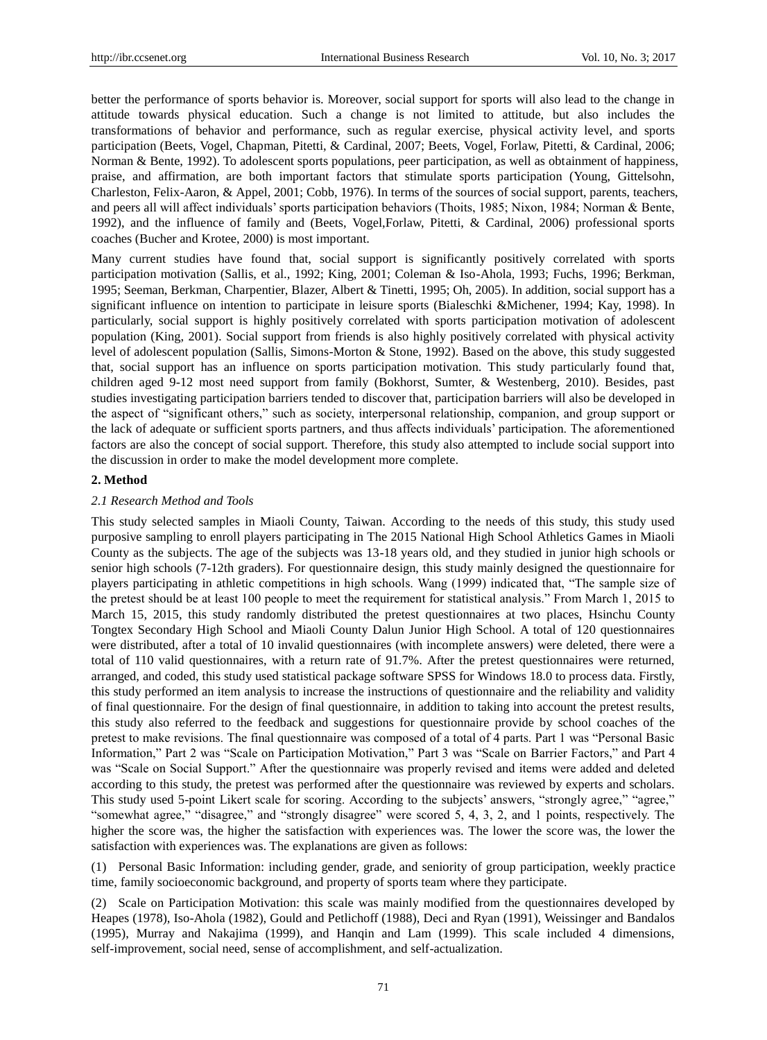better the performance of sports behavior is. Moreover, social support for sports will also lead to the change in attitude towards physical education. Such a change is not limited to attitude, but also includes the transformations of behavior and performance, such as regular exercise, physical activity level, and sports participation (Beets, Vogel, Chapman, Pitetti, & Cardinal, 2007; Beets, Vogel, Forlaw, Pitetti, & Cardinal, 2006; Norman & Bente, 1992). To adolescent sports populations, peer participation, as well as obtainment of happiness, praise, and affirmation, are both important factors that stimulate sports participation (Young, Gittelsohn, Charleston, Felix-Aaron, & Appel, 2001; Cobb, 1976). In terms of the sources of social support, parents, teachers, and peers all will affect individuals' sports participation behaviors (Thoits, 1985; Nixon, 1984; Norman & Bente, 1992), and the influence of family and (Beets, Vogel,Forlaw, Pitetti, & Cardinal, 2006) professional sports coaches (Bucher and Krotee, 2000) is most important.

Many current studies have found that, social support is significantly positively correlated with sports participation motivation (Sallis, et al., 1992; King, 2001; Coleman & Iso-Ahola, 1993; Fuchs, 1996; Berkman, 1995; Seeman, Berkman, Charpentier, Blazer, Albert & Tinetti, 1995; Oh, 2005). In addition, social support has a significant influence on intention to participate in leisure sports (Bialeschki &Michener, 1994; Kay, 1998). In particularly, social support is highly positively correlated with sports participation motivation of adolescent population (King, 2001). Social support from friends is also highly positively correlated with physical activity level of adolescent population (Sallis, Simons-Morton & Stone, 1992). Based on the above, this study suggested that, social support has an influence on sports participation motivation. This study particularly found that, children aged 9-12 most need support from family (Bokhorst, Sumter, & Westenberg, 2010). Besides, past studies investigating participation barriers tended to discover that, participation barriers will also be developed in the aspect of "significant others," such as society, interpersonal relationship, companion, and group support or the lack of adequate or sufficient sports partners, and thus affects individuals' participation. The aforementioned factors are also the concept of social support. Therefore, this study also attempted to include social support into the discussion in order to make the model development more complete.

## 2. Method

### *2.1 Research Method and Tools*

This study selected samples in Miaoli County, Taiwan. According to the needs of this study, this study used purposive sampling to enroll players participating in The 2015 National High School Athletics Games in Miaoli County as the subjects. The age of the subjects was 13-18 years old, and they studied in junior high schools or senior high schools (7-12th graders). For questionnaire design, this study mainly designed the questionnaire for players participating in athletic competitions in high schools. Wang (1999) indicated that, "The sample size of the pretest should be at least 100 people to meet the requirement for statistical analysis." From March 1, 2015 to March 15, 2015, this study randomly distributed the pretest questionnaires at two places, Hsinchu County Tongtex Secondary High School and Miaoli County Dalun Junior High School. A total of 120 questionnaires were distributed, after a total of 10 invalid questionnaires (with incomplete answers) were deleted, there were a total of 110 valid questionnaires, with a return rate of 91.7%. After the pretest questionnaires were returned, arranged, and coded, this study used statistical package software SPSS for Windows 18.0 to process data. Firstly, this study performed an item analysis to increase the instructions of questionnaire and the reliability and validity of final questionnaire. For the design of final questionnaire, in addition to taking into account the pretest results, this study also referred to the feedback and suggestions for questionnaire provide by school coaches of the pretest to make revisions. The final questionnaire was composed of a total of 4 parts. Part 1 was "Personal Basic Information," Part 2 was "Scale on Participation Motivation," Part 3 was "Scale on Barrier Factors," and Part 4 was "Scale on Social Support." After the questionnaire was properly revised and items were added and deleted according to this study, the pretest was performed after the questionnaire was reviewed by experts and scholars. This study used 5-point Likert scale for scoring. According to the subjects' answers, "strongly agree," "agree," "somewhat agree," "disagree," and "strongly disagree" were scored 5, 4, 3, 2, and 1 points, respectively. The higher the score was, the higher the satisfaction with experiences was. The lower the score was, the lower the satisfaction with experiences was. The explanations are given as follows:

(1) Personal Basic Information: including gender, grade, and seniority of group participation, weekly practice time, family socioeconomic background, and property of sports team where they participate.

(2) Scale on Participation Motivation: this scale was mainly modified from the questionnaires developed by Heapes (1978), Iso-Ahola (1982), Gould and Petlichoff (1988), Deci and Ryan (1991), Weissinger and Bandalos (1995), Murray and Nakajima (1999), and Hanqin and Lam (1999). This scale included 4 dimensions, self-improvement, social need, sense of accomplishment, and self-actualization.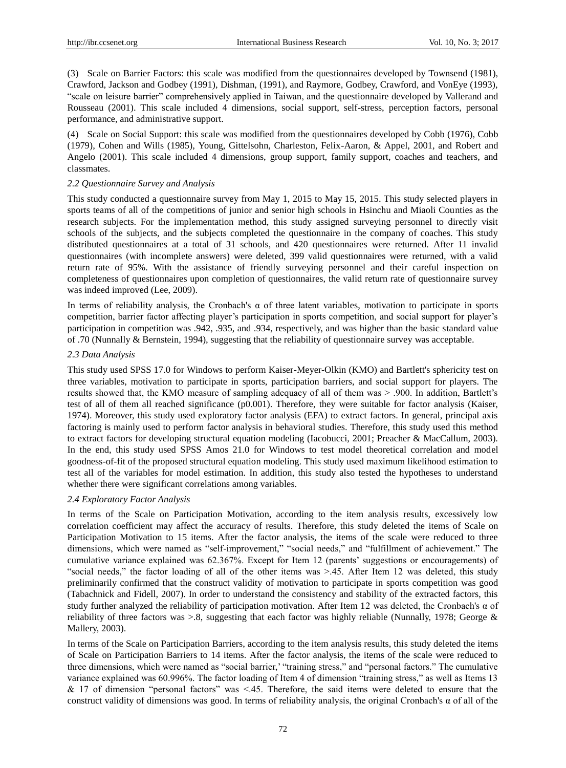(3) Scale on Barrier Factors: this scale was modified from the questionnaires developed by Townsend (1981), Crawford, Jackson and Godbey (1991), Dishman, (1991), and Raymore, Godbey, Crawford, and VonEye (1993), "scale on leisure barrier" comprehensively applied in Taiwan, and the questionnaire developed by Vallerand and Rousseau (2001). This scale included 4 dimensions, social support, self-stress, perception factors, personal performance, and administrative support.

(4) Scale on Social Support: this scale was modified from the questionnaires developed by Cobb (1976), Cobb (1979), Cohen and Wills (1985), Young, Gittelsohn, Charleston, Felix-Aaron, & Appel, 2001, and Robert and Angelo (2001). This scale included 4 dimensions, group support, family support, coaches and teachers, and classmates.

### *2.2 Questionnaire Survey and Analysis*

This study conducted a questionnaire survey from May 1, 2015 to May 15, 2015. This study selected players in sports teams of all of the competitions of junior and senior high schools in Hsinchu and Miaoli Counties as the research subjects. For the implementation method, this study assigned surveying personnel to directly visit schools of the subjects, and the subjects completed the questionnaire in the company of coaches. This study distributed questionnaires at a total of 31 schools, and 420 questionnaires were returned. After 11 invalid questionnaires (with incomplete answers) were deleted, 399 valid questionnaires were returned, with a valid return rate of 95%. With the assistance of friendly surveying personnel and their careful inspection on completeness of questionnaires upon completion of questionnaires, the valid return rate of questionnaire survey was indeed improved (Lee, 2009).

In terms of reliability analysis, the Cronbach's α of three latent variables, motivation to participate in sports competition, barrier factor affecting player's participation in sports competition, and social support for player's participation in competition was .942, .935, and .934, respectively, and was higher than the basic standard value of .70 (Nunnally & Bernstein, 1994), suggesting that the reliability of questionnaire survey was acceptable.

### *2.3 Data Analysis*

This study used SPSS 17.0 for Windows to perform Kaiser-Meyer-Olkin (KMO) and Bartlett's sphericity test on three variables, motivation to participate in sports, participation barriers, and social support for players. The results showed that, the KMO measure of sampling adequacy of all of them was > .900. In addition, Bartlett's test of all of them all reached significance (p0.001). Therefore, they were suitable for factor analysis (Kaiser, 1974). Moreover, this study used exploratory factor analysis (EFA) to extract factors. In general, principal axis factoring is mainly used to perform factor analysis in behavioral studies. Therefore, this study used this method to extract factors for developing structural equation modeling (Iacobucci, 2001; Preacher & MacCallum, 2003). In the end, this study used SPSS Amos 21.0 for Windows to test model theoretical correlation and model goodness-of-fit of the proposed structural equation modeling. This study used maximum likelihood estimation to test all of the variables for model estimation. In addition, this study also tested the hypotheses to understand whether there were significant correlations among variables.

### *2.4 Exploratory Factor Analysis*

In terms of the Scale on Participation Motivation, according to the item analysis results, excessively low correlation coefficient may affect the accuracy of results. Therefore, this study deleted the items of Scale on Participation Motivation to 15 items. After the factor analysis, the items of the scale were reduced to three dimensions, which were named as "self-improvement," "social needs," and "fulfillment of achievement." The cumulative variance explained was 62.367%. Except for Item 12 (parents' suggestions or encouragements) of "social needs," the factor loading of all of the other items was >.45. After Item 12 was deleted, this study preliminarily confirmed that the construct validity of motivation to participate in sports competition was good (Tabachnick and Fidell, 2007). In order to understand the consistency and stability of the extracted factors, this study further analyzed the reliability of participation motivation. After Item 12 was deleted, the Cronbach's α of reliability of three factors was >.8, suggesting that each factor was highly reliable (Nunnally, 1978; George & Mallery, 2003).

In terms of the Scale on Participation Barriers, according to the item analysis results, this study deleted the items of Scale on Participation Barriers to 14 items. After the factor analysis, the items of the scale were reduced to three dimensions, which were named as "social barrier,' "training stress," and "personal factors." The cumulative variance explained was 60.996%. The factor loading of Item 4 of dimension "training stress," as well as Items 13 & 17 of dimension "personal factors" was <.45. Therefore, the said items were deleted to ensure that the construct validity of dimensions was good. In terms of reliability analysis, the original Cronbach's α of all of the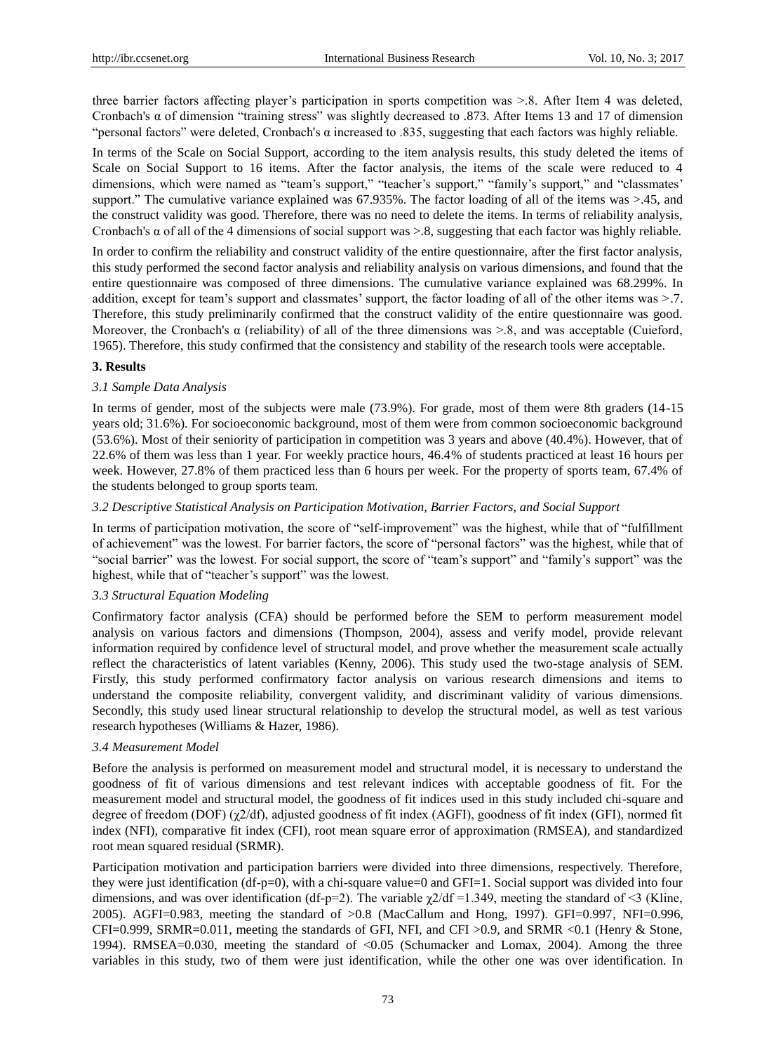three barrier factors affecting player's participation in sports competition was >.8. After Item 4 was deleted, Cronbach's α of dimension "training stress" was slightly decreased to .873. After Items 13 and 17 of dimension "personal factors" were deleted, Cronbach's α increased to .835, suggesting that each factors was highly reliable.

In terms of the Scale on Social Support, according to the item analysis results, this study deleted the items of Scale on Social Support to 16 items. After the factor analysis, the items of the scale were reduced to 4 dimensions, which were named as "team's support," "teacher's support," "family's support," and "classmates' support." The cumulative variance explained was 67.935%. The factor loading of all of the items was >.45, and the construct validity was good. Therefore, there was no need to delete the items. In terms of reliability analysis, Cronbach's α of all of the 4 dimensions of social support was >.8, suggesting that each factor was highly reliable.

In order to confirm the reliability and construct validity of the entire questionnaire, after the first factor analysis, this study performed the second factor analysis and reliability analysis on various dimensions, and found that the entire questionnaire was composed of three dimensions. The cumulative variance explained was 68.299%. In addition, except for team's support and classmates' support, the factor loading of all of the other items was >.7. Therefore, this study preliminarily confirmed that the construct validity of the entire questionnaire was good. Moreover, the Cronbach's α (reliability) of all of the three dimensions was >.8, and was acceptable (Cuieford, 1965). Therefore, this study confirmed that the consistency and stability of the research tools were acceptable.

## 3. Results

### *3.1 Sample Data Analysis*

In terms of gender, most of the subjects were male (73.9%). For grade, most of them were 8th graders (14-15 years old; 31.6%). For socioeconomic background, most of them were from common socioeconomic background (53.6%). Most of their seniority of participation in competition was 3 years and above (40.4%). However, that of 22.6% of them was less than 1 year. For weekly practice hours, 46.4% of students practiced at least 16 hours per week. However, 27.8% of them practiced less than 6 hours per week. For the property of sports team, 67.4% of the students belonged to group sports team.

### *3.2 Descriptive Statistical Analysis on Participation Motivation, Barrier Factors, and Social Support*

In terms of participation motivation, the score of "self-improvement" was the highest, while that of "fulfillment of achievement" was the lowest. For barrier factors, the score of "personal factors" was the highest, while that of "social barrier" was the lowest. For social support, the score of "team's support" and "family's support" was the highest, while that of "teacher's support" was the lowest.

### *3.3 Structural Equation Modeling*

Confirmatory factor analysis (CFA) should be performed before the SEM to perform measurement model analysis on various factors and dimensions (Thompson, 2004), assess and verify model, provide relevant information required by confidence level of structural model, and prove whether the measurement scale actually reflect the characteristics of latent variables (Kenny, 2006). This study used the two-stage analysis of SEM. Firstly, this study performed confirmatory factor analysis on various research dimensions and items to understand the composite reliability, convergent validity, and discriminant validity of various dimensions. Secondly, this study used linear structural relationship to develop the structural model, as well as test various research hypotheses (Williams & Hazer, 1986).

### *3.4 Measurement Model*

Before the analysis is performed on measurement model and structural model, it is necessary to understand the goodness of fit of various dimensions and test relevant indices with acceptable goodness of fit. For the measurement model and structural model, the goodness of fit indices used in this study included chi-square and degree of freedom (DOF) ($\chi^2$/df), adjusted goodness of fit index (AGFI), goodness of fit index (GFI), normed fit index (NFI), comparative fit index (CFI), root mean square error of approximation (RMSEA), and standardized root mean squared residual (SRMR).

Participation motivation and participation barriers were divided into three dimensions, respectively. Therefore, they were just identification (df-p=0), with a chi-square value=0 and GFI=1. Social support was divided into four dimensions, and was over identification (df-p=2). The variable $\chi^2$/df =1.349, meeting the standard of <3 (Kline, 2005). AGFI=0.983, meeting the standard of >0.8 (MacCallum and Hong, 1997). GFI=0.997, NFI=0.996, CFI=0.999, SRMR=0.011, meeting the standards of GFI, NFI, and CFI >0.9, and SRMR <0.1 (Henry & Stone, 1994). RMSEA=0.030, meeting the standard of <0.05 (Schumacker and Lomax, 2004). Among the three variables in this study, two of them were just identification, while the other one was over identification. In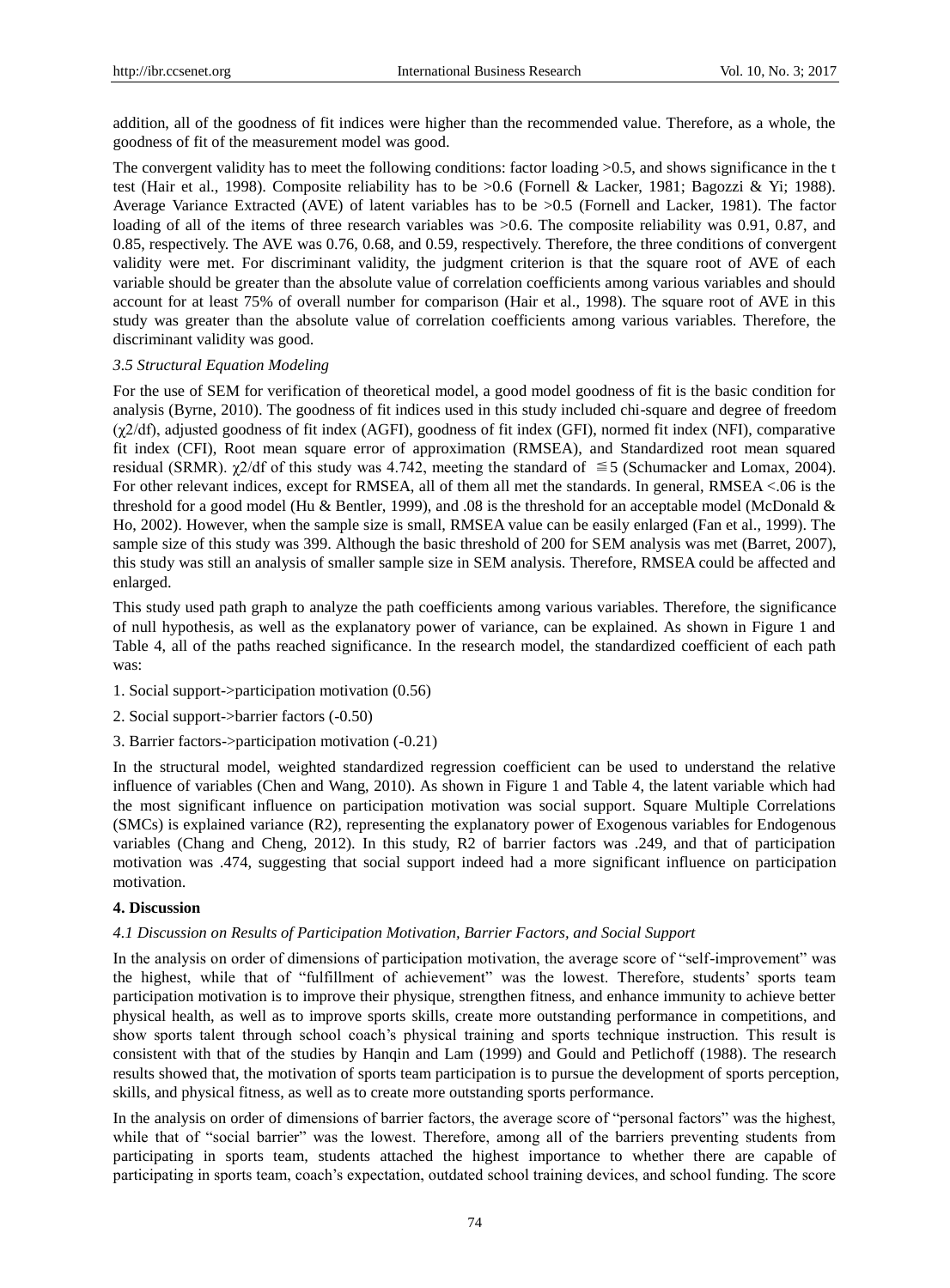addition, all of the goodness of fit indices were higher than the recommended value. Therefore, as a whole, the goodness of fit of the measurement model was good.

The convergent validity has to meet the following conditions: factor loading >0.5, and shows significance in the t test (Hair et al., 1998). Composite reliability has to be >0.6 (Fornell & Lacker, 1981; Bagozzi & Yi; 1988). Average Variance Extracted (AVE) of latent variables has to be >0.5 (Fornell and Lacker, 1981). The factor loading of all of the items of three research variables was >0.6. The composite reliability was 0.91, 0.87, and 0.85, respectively. The AVE was 0.76, 0.68, and 0.59, respectively. Therefore, the three conditions of convergent validity were met. For discriminant validity, the judgment criterion is that the square root of AVE of each variable should be greater than the absolute value of correlation coefficients among various variables and should account for at least 75% of overall number for comparison (Hair et al., 1998). The square root of AVE in this study was greater than the absolute value of correlation coefficients among various variables. Therefore, the discriminant validity was good.

### *3.5 Structural Equation Modeling*

For the use of SEM for verification of theoretical model, a good model goodness of fit is the basic condition for analysis (Byrne, 2010). The goodness of fit indices used in this study included chi-square and degree of freedom ($\chi 2$/df), adjusted goodness of fit index (AGFI), goodness of fit index (GFI), normed fit index (NFI), comparative fit index (CFI), Root mean square error of approximation (RMSEA), and Standardized root mean squared residual (SRMR). $\chi 2$/df of this study was 4.742, meeting the standard of $\leqq 5$ (Schumacker and Lomax, 2004). For other relevant indices, except for RMSEA, all of them all met the standards. In general, RMSEA <.06 is the threshold for a good model (Hu & Bentler, 1999), and .08 is the threshold for an acceptable model (McDonald & Ho, 2002). However, when the sample size is small, RMSEA value can be easily enlarged (Fan et al., 1999). The sample size of this study was 399. Although the basic threshold of 200 for SEM analysis was met (Barret, 2007), this study was still an analysis of smaller sample size in SEM analysis. Therefore, RMSEA could be affected and enlarged.

This study used path graph to analyze the path coefficients among various variables. Therefore, the significance of null hypothesis, as well as the explanatory power of variance, can be explained. As shown in Figure 1 and Table 4, all of the paths reached significance. In the research model, the standardized coefficient of each path was:

1. Social support->participation motivation (0.56)
2. Social support->barrier factors (-0.50)
3. Barrier factors->participation motivation (-0.21)

In the structural model, weighted standardized regression coefficient can be used to understand the relative influence of variables (Chen and Wang, 2010). As shown in Figure 1 and Table 4, the latent variable which had the most significant influence on participation motivation was social support. Square Multiple Correlations (SMCs) is explained variance ($R2$), representing the explanatory power of Exogenous variables for Endogenous variables (Chang and Cheng, 2012). In this study, $R2$ of barrier factors was .249, and that of participation motivation was .474, suggesting that social support indeed had a more significant influence on participation motivation.

## **4. Discussion**

### *4.1 Discussion on Results of Participation Motivation, Barrier Factors, and Social Support*

In the analysis on order of dimensions of participation motivation, the average score of "self-improvement" was the highest, while that of "fulfillment of achievement" was the lowest. Therefore, students' sports team participation motivation is to improve their physique, strengthen fitness, and enhance immunity to achieve better physical health, as well as to improve sports skills, create more outstanding performance in competitions, and show sports talent through school coach's physical training and sports technique instruction. This result is consistent with that of the studies by Hanqin and Lam (1999) and Gould and Petlichoff (1988). The research results showed that, the motivation of sports team participation is to pursue the development of sports perception, skills, and physical fitness, as well as to create more outstanding sports performance.

In the analysis on order of dimensions of barrier factors, the average score of "personal factors" was the highest, while that of "social barrier" was the lowest. Therefore, among all of the barriers preventing students from participating in sports team, students attached the highest importance to whether there are capable of participating in sports team, coach's expectation, outdated school training devices, and school funding. The score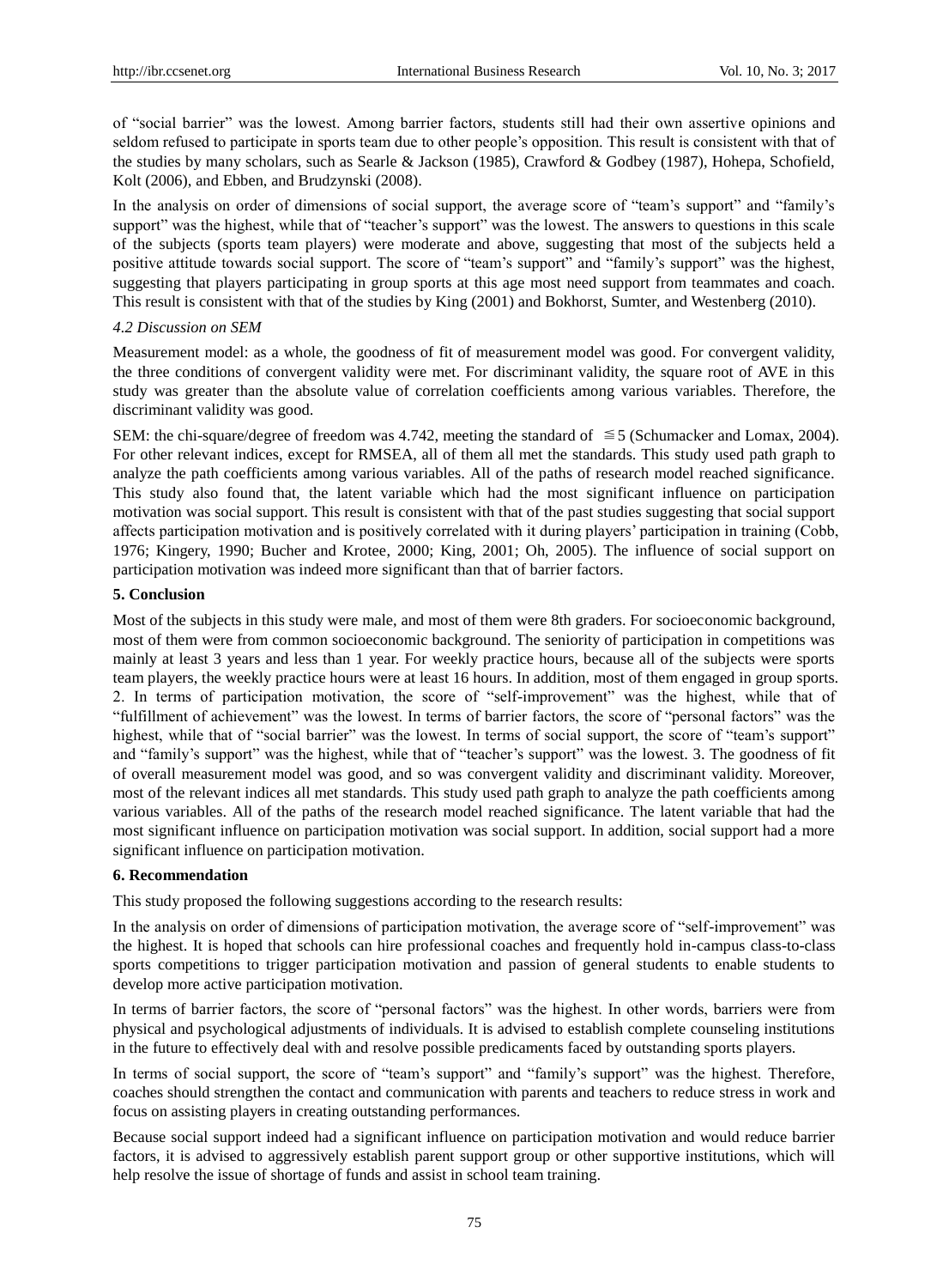of "social barrier" was the lowest. Among barrier factors, students still had their own assertive opinions and seldom refused to participate in sports team due to other people's opposition. This result is consistent with that of the studies by many scholars, such as Searle & Jackson (1985), Crawford & Godbey (1987), Hohepa, Schofield, Kolt (2006), and Ebben, and Brudzynski (2008).

In the analysis on order of dimensions of social support, the average score of "team's support" and "family's support" was the highest, while that of "teacher's support" was the lowest. The answers to questions in this scale of the subjects (sports team players) were moderate and above, suggesting that most of the subjects held a positive attitude towards social support. The score of "team's support" and "family's support" was the highest, suggesting that players participating in group sports at this age most need support from teammates and coach. This result is consistent with that of the studies by King (2001) and Bokhorst, Sumter, and Westenberg (2010).

### *4.2 Discussion on SEM*

Measurement model: as a whole, the goodness of fit of measurement model was good. For convergent validity, the three conditions of convergent validity were met. For discriminant validity, the square root of AVE in this study was greater than the absolute value of correlation coefficients among various variables. Therefore, the discriminant validity was good.

SEM: the chi-square/degree of freedom was 4.742, meeting the standard of $\leqq 5$ (Schumacker and Lomax, 2004). For other relevant indices, except for RMSEA, all of them all met the standards. This study used path graph to analyze the path coefficients among various variables. All of the paths of research model reached significance. This study also found that, the latent variable which had the most significant influence on participation motivation was social support. This result is consistent with that of the past studies suggesting that social support affects participation motivation and is positively correlated with it during players' participation in training (Cobb, 1976; Kingery, 1990; Bucher and Krotee, 2000; King, 2001; Oh, 2005). The influence of social support on participation motivation was indeed more significant than that of barrier factors.

## 5. Conclusion

Most of the subjects in this study were male, and most of them were 8th graders. For socioeconomic background, most of them were from common socioeconomic background. The seniority of participation in competitions was mainly at least 3 years and less than 1 year. For weekly practice hours, because all of the subjects were sports team players, the weekly practice hours were at least 16 hours. In addition, most of them engaged in group sports. 2. In terms of participation motivation, the score of "self-improvement" was the highest, while that of "fulfillment of achievement" was the lowest. In terms of barrier factors, the score of "personal factors" was the highest, while that of "social barrier" was the lowest. In terms of social support, the score of "team's support" and "family's support" was the highest, while that of "teacher's support" was the lowest. 3. The goodness of fit of overall measurement model was good, and so was convergent validity and discriminant validity. Moreover, most of the relevant indices all met standards. This study used path graph to analyze the path coefficients among various variables. All of the paths of the research model reached significance. The latent variable that had the most significant influence on participation motivation was social support. In addition, social support had a more significant influence on participation motivation.

## 6. Recommendation

This study proposed the following suggestions according to the research results:

In the analysis on order of dimensions of participation motivation, the average score of "self-improvement" was the highest. It is hoped that schools can hire professional coaches and frequently hold in-campus class-to-class sports competitions to trigger participation motivation and passion of general students to enable students to develop more active participation motivation.

In terms of barrier factors, the score of "personal factors" was the highest. In other words, barriers were from physical and psychological adjustments of individuals. It is advised to establish complete counseling institutions in the future to effectively deal with and resolve possible predicaments faced by outstanding sports players.

In terms of social support, the score of "team's support" and "family's support" was the highest. Therefore, coaches should strengthen the contact and communication with parents and teachers to reduce stress in work and focus on assisting players in creating outstanding performances.

Because social support indeed had a significant influence on participation motivation and would reduce barrier factors, it is advised to aggressively establish parent support group or other supportive institutions, which will help resolve the issue of shortage of funds and assist in school team training.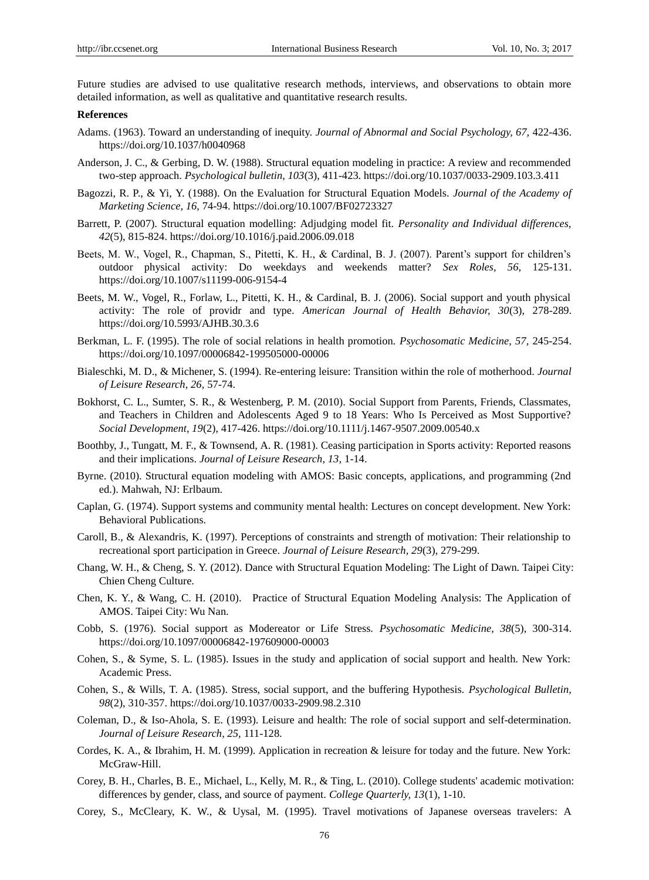Future studies are advised to use qualitative research methods, interviews, and observations to obtain more detailed information, as well as qualitative and quantitative research results.

**References**

Adams. (1963). Toward an understanding of inequity. *Journal of Abnormal and Social Psychology, 67*, 422-436. https://doi.org/10.1037/h0040968

Anderson, J. C., & Gerbing, D. W. (1988). Structural equation modeling in practice: A review and recommended two-step approach. *Psychological bulletin, 103*(3), 411-423. https://doi.org/10.1037/0033-2909.103.3.411

Bagozzi, R. P., & Yi, Y. (1988). On the Evaluation for Structural Equation Models. *Journal of the Academy of Marketing Science, 16*, 74-94. https://doi.org/10.1007/BF02723327

Barrett, P. (2007). Structural equation modelling: Adjudging model fit. *Personality and Individual differences, 42*(5), 815-824. https://doi.org/10.1016/j.paid.2006.09.018

Beets, M. W., Vogel, R., Chapman, S., Pitetti, K. H., & Cardinal, B. J. (2007). Parent's support for children's outdoor physical activity: Do weekdays and weekends matter? *Sex Roles, 56*, 125-131. https://doi.org/10.1007/s11199-006-9154-4

Beets, M. W., Vogel, R., Forlaw, L., Pitetti, K. H., & Cardinal, B. J. (2006). Social support and youth physical activity: The role of providr and type. *American Journal of Health Behavior, 30*(3), 278-289. https://doi.org/10.5993/AJHB.30.3.6

Berkman, L. F. (1995). The role of social relations in health promotion. *Psychosomatic Medicine, 57*, 245-254. https://doi.org/10.1097/00006842-199505000-00006

Bialeschki, M. D., & Michener, S. (1994). Re-entering leisure: Transition within the role of motherhood. *Journal of Leisure Research, 26*, 57-74.

Bokhorst, C. L., Sumter, S. R., & Westenberg, P. M. (2010). Social Support from Parents, Friends, Classmates, and Teachers in Children and Adolescents Aged 9 to 18 Years: Who Is Perceived as Most Supportive? *Social Development, 19*(2), 417-426. https://doi.org/10.1111/j.1467-9507.2009.00540.x

Boothby, J., Tungatt, M. F., & Townsend, A. R. (1981). Ceasing participation in Sports activity: Reported reasons and their implications. *Journal of Leisure Research, 13*, 1-14.

Byrne. (2010). Structural equation modeling with AMOS: Basic concepts, applications, and programming (2nd ed.). Mahwah, NJ: Erlbaum.

Caplan, G. (1974). Support systems and community mental health: Lectures on concept development. New York: Behavioral Publications.

Caroll, B., & Alexandris, K. (1997). Perceptions of constraints and strength of motivation: Their relationship to recreational sport participation in Greece. *Journal of Leisure Research, 29*(3), 279-299.

Chang, W. H., & Cheng, S. Y. (2012). Dance with Structural Equation Modeling: The Light of Dawn. Taipei City: Chien Cheng Culture.

Chen, K. Y., & Wang, C. H. (2010). Practice of Structural Equation Modeling Analysis: The Application of AMOS. Taipei City: Wu Nan.

Cobb, S. (1976). Social support as Modereator or Life Stress. *Psychosomatic Medicine, 38*(5), 300-314. https://doi.org/10.1097/00006842-197609000-00003

Cohen, S., & Syme, S. L. (1985). Issues in the study and application of social support and health. New York: Academic Press.

Cohen, S., & Wills, T. A. (1985). Stress, social support, and the buffering Hypothesis. *Psychological Bulletin, 98*(2), 310-357. https://doi.org/10.1037/0033-2909.98.2.310

Coleman, D., & Iso-Ahola, S. E. (1993). Leisure and health: The role of social support and self-determination. *Journal of Leisure Research, 25*, 111-128.

Cordes, K. A., & Ibrahim, H. M. (1999). Application in recreation & leisure for today and the future. New York: McGraw-Hill.

Corey, B. H., Charles, B. E., Michael, L., Kelly, M. R., & Ting, L. (2010). College students' academic motivation: differences by gender, class, and source of payment. *College Quarterly, 13*(1), 1-10.

Corey, S., McCleary, K. W., & Uysal, M. (1995). Travel motivations of Japanese overseas travelers: A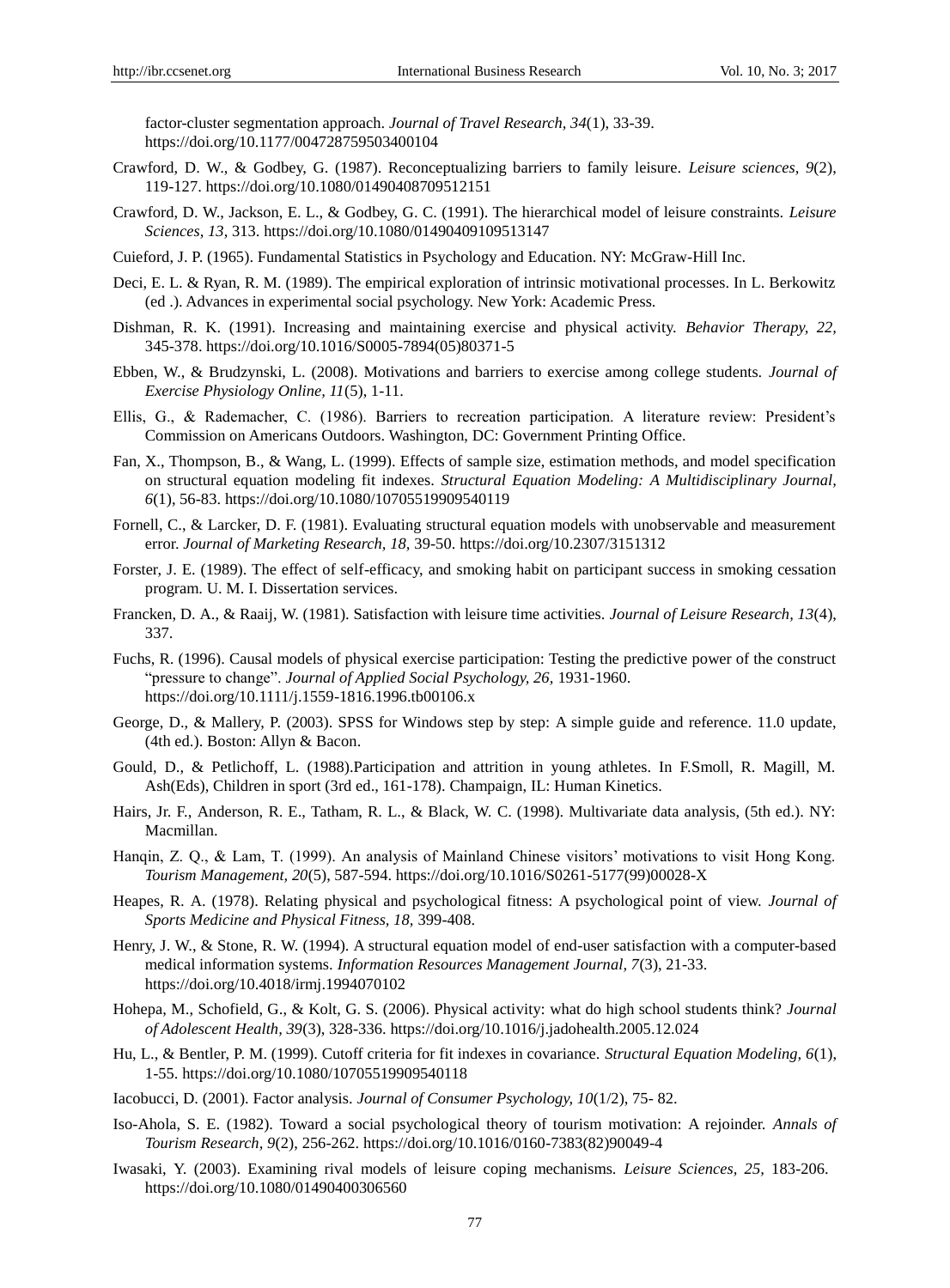factor-cluster segmentation approach. *Journal of Travel Research, 34*(1), 33-39. https://doi.org/10.1177/004728759503400104

Crawford, D. W., & Godbey, G. (1987). Reconceptualizing barriers to family leisure. *Leisure sciences, 9*(2), 119-127. https://doi.org/10.1080/01490408709512151

Crawford, D. W., Jackson, E. L., & Godbey, G. C. (1991). The hierarchical model of leisure constraints. *Leisure Sciences, 13*, 313. https://doi.org/10.1080/01490409109513147

Cuieford, J. P. (1965). Fundamental Statistics in Psychology and Education. NY: McGraw-Hill Inc.

Deci, E. L. & Ryan, R. M. (1989). The empirical exploration of intrinsic motivational processes. In L. Berkowitz (ed .). Advances in experimental social psychology. New York: Academic Press.

Dishman, R. K. (1991). Increasing and maintaining exercise and physical activity. *Behavior Therapy, 22*, 345-378. https://doi.org/10.1016/S0005-7894(05)80371-5

Ebben, W., & Brudzynski, L. (2008). Motivations and barriers to exercise among college students. *Journal of Exercise Physiology Online, 11*(5), 1-11.

Ellis, G., & Rademacher, C. (1986). Barriers to recreation participation. A literature review: President's Commission on Americans Outdoors. Washington, DC: Government Printing Office.

Fan, X., Thompson, B., & Wang, L. (1999). Effects of sample size, estimation methods, and model specification on structural equation modeling fit indexes. *Structural Equation Modeling: A Multidisciplinary Journal, 6*(1), 56-83. https://doi.org/10.1080/10705519909540119

Fornell, C., & Larcker, D. F. (1981). Evaluating structural equation models with unobservable and measurement error. *Journal of Marketing Research, 18*, 39-50. https://doi.org/10.2307/3151312

Forster, J. E. (1989). The effect of self-efficacy, and smoking habit on participant success in smoking cessation program. U. M. I. Dissertation services.

Francken, D. A., & Raaij, W. (1981). Satisfaction with leisure time activities. *Journal of Leisure Research, 13*(4), 337.

Fuchs, R. (1996). Causal models of physical exercise participation: Testing the predictive power of the construct "pressure to change". *Journal of Applied Social Psychology, 26*, 1931-1960. https://doi.org/10.1111/j.1559-1816.1996.tb00106.x

George, D., & Mallery, P. (2003). SPSS for Windows step by step: A simple guide and reference. 11.0 update, (4th ed.). Boston: Allyn & Bacon.

Gould, D., & Petlichoff, L. (1988).Participation and attrition in young athletes. In F.Smoll, R. Magill, M. Ash(Eds), Children in sport (3rd ed., 161-178). Champaign, IL: Human Kinetics.

Hairs, Jr. F., Anderson, R. E., Tatham, R. L., & Black, W. C. (1998). Multivariate data analysis, (5th ed.). NY: Macmillan.

Hanqin, Z. Q., & Lam, T. (1999). An analysis of Mainland Chinese visitors' motivations to visit Hong Kong. *Tourism Management, 20*(5), 587-594. https://doi.org/10.1016/S0261-5177(99)00028-X

Heapes, R. A. (1978). Relating physical and psychological fitness: A psychological point of view. *Journal of Sports Medicine and Physical Fitness, 18*, 399-408.

Henry, J. W., & Stone, R. W. (1994). A structural equation model of end-user satisfaction with a computer-based medical information systems. *Information Resources Management Journal, 7*(3), 21-33. https://doi.org/10.4018/irmj.1994070102

Hohepa, M., Schofield, G., & Kolt, G. S. (2006). Physical activity: what do high school students think? *Journal of Adolescent Health, 39*(3), 328-336. https://doi.org/10.1016/j.jadohealth.2005.12.024

Hu, L., & Bentler, P. M. (1999). Cutoff criteria for fit indexes in covariance. *Structural Equation Modeling, 6*(1), 1-55. https://doi.org/10.1080/10705519909540118

Iacobucci, D. (2001). Factor analysis. *Journal of Consumer Psychology, 10*(1/2), 75- 82.

Iso-Ahola, S. E. (1982). Toward a social psychological theory of tourism motivation: A rejoinder. *Annals of Tourism Research, 9*(2), 256-262. https://doi.org/10.1016/0160-7383(82)90049-4

Iwasaki, Y. (2003). Examining rival models of leisure coping mechanisms. *Leisure Sciences, 25*, 183-206. https://doi.org/10.1080/01490400306560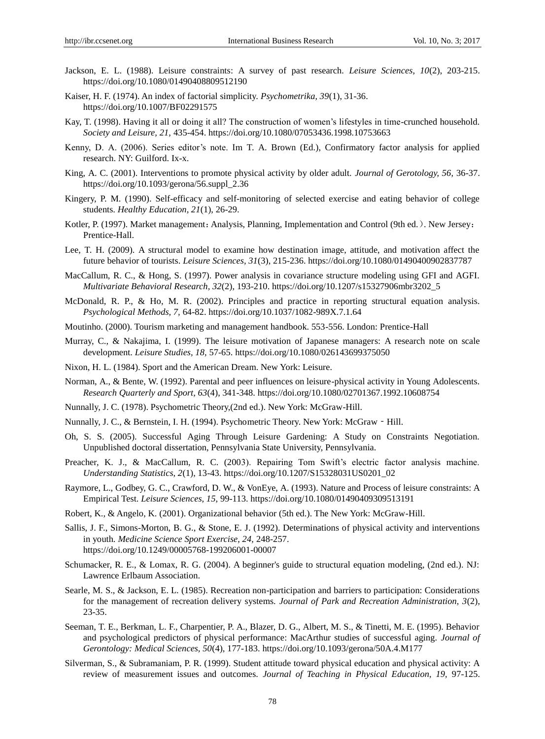Jackson, E. L. (1988). Leisure constraints: A survey of past research. *Leisure Sciences, 10*(2), 203-215. https://doi.org/10.1080/01490408809512190

Kaiser, H. F. (1974). An index of factorial simplicity. *Psychometrika, 39*(1), 31-36. https://doi.org/10.1007/BF02291575

Kay, T. (1998). Having it all or doing it all? The construction of women's lifestyles in time-crunched household. *Society and Leisure, 21*, 435-454. https://doi.org/10.1080/07053436.1998.10753663

Kenny, D. A. (2006). Series editor's note. Im T. A. Brown (Ed.), Confirmatory factor analysis for applied research. NY: Guilford. Ix-x.

King, A. C. (2001). Interventions to promote physical activity by older adult. *Journal of Gerotology, 56*, 36-37. https://doi.org/10.1093/gerona/56.suppl_2.36

Kingery, P. M. (1990). Self-efficacy and self-monitoring of selected exercise and eating behavior of college students. *Healthy Education, 21*(1), 26-29.

Kotler, P. (1997). Market management：Analysis, Planning, Implementation and Control (9th ed.）. New Jersey：Prentice-Hall.

Lee, T. H. (2009). A structural model to examine how destination image, attitude, and motivation affect the future behavior of tourists. *Leisure Sciences, 31*(3), 215-236. https://doi.org/10.1080/01490400902837787

MacCallum, R. C., & Hong, S. (1997). Power analysis in covariance structure modeling using GFI and AGFI. *Multivariate Behavioral Research, 32*(2), 193-210. https://doi.org/10.1207/s15327906mbr3202_5

McDonald, R. P., & Ho, M. R. (2002). Principles and practice in reporting structural equation analysis. *Psychological Methods, 7*, 64-82. https://doi.org/10.1037/1082-989X.7.1.64

Moutinho. (2000). Tourism marketing and management handbook. 553-556. London: Prentice-Hall

Murray, C., & Nakajima, I. (1999). The leisure motivation of Japanese managers: A research note on scale development. *Leisure Studies, 18*, 57-65. https://doi.org/10.1080/026143699375050

Nixon, H. L. (1984). Sport and the American Dream. New York: Leisure.

Norman, A., & Bente, W. (1992). Parental and peer influences on leisure-physical activity in Young Adolescents. *Research Quarterly and Sport, 63*(4), 341-348. https://doi.org/10.1080/02701367.1992.10608754

Nunnally, J. C. (1978). Psychometric Theory,(2nd ed.). New York: McGraw-Hill.

Nunnally, J. C., & Bernstein, I. H. (1994). Psychometric Theory. New York: McGraw‐Hill.

Oh, S. S. (2005). Successful Aging Through Leisure Gardening: A Study on Constraints Negotiation. Unpublished doctoral dissertation, Pennsylvania State University, Pennsylvania.

Preacher, K. J., & MacCallum, R. C. (2003). Repairing Tom Swift's electric factor analysis machine. *Understanding Statistics, 2*(1), 13-43. https://doi.org/10.1207/S15328031US0201_02

Raymore, L., Godbey, G. C., Crawford, D. W., & VonEye, A. (1993). Nature and Process of leisure constraints: A Empirical Test. *Leisure Sciences, 15*, 99-113. https://doi.org/10.1080/01490409309513191

Robert, K., & Angelo, K. (2001). Organizational behavior (5th ed.). The New York: McGraw-Hill.

Sallis, J. F., Simons-Morton, B. G., & Stone, E. J. (1992). Determinations of physical activity and interventions in youth. *Medicine Science Sport Exercise, 24*, 248-257. https://doi.org/10.1249/00005768-199206001-00007

Schumacker, R. E., & Lomax, R. G. (2004). A beginner's guide to structural equation modeling, (2nd ed.). NJ: Lawrence Erlbaum Association.

Searle, M. S., & Jackson, E. L. (1985). Recreation non-participation and barriers to participation: Considerations for the management of recreation delivery systems. *Journal of Park and Recreation Administration, 3*(2), 23-35.

Seeman, T. E., Berkman, L. F., Charpentier, P. A., Blazer, D. G., Albert, M. S., & Tinetti, M. E. (1995). Behavior and psychological predictors of physical performance: MacArthur studies of successful aging. *Journal of Gerontology: Medical Sciences, 50*(4), 177-183. https://doi.org/10.1093/gerona/50A.4.M177

Silverman, S., & Subramaniam, P. R. (1999). Student attitude toward physical education and physical activity: A review of measurement issues and outcomes. *Journal of Teaching in Physical Education, 19*, 97-125.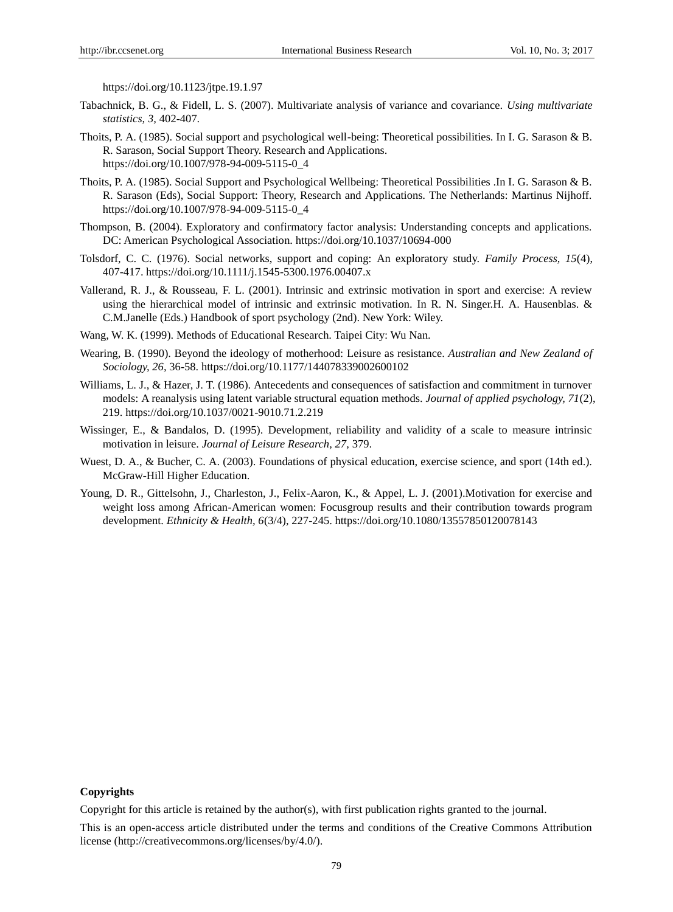https://doi.org/10.1123/jtpe.19.1.97

Tabachnick, B. G., & Fidell, L. S. (2007). Multivariate analysis of variance and covariance. *Using multivariate statistics, 3,* 402-407.

Thoits, P. A. (1985). Social support and psychological well-being: Theoretical possibilities. In I. G. Sarason & B. R. Sarason, Social Support Theory. Research and Applications. https://doi.org/10.1007/978-94-009-5115-0_4

Thoits, P. A. (1985). Social Support and Psychological Wellbeing: Theoretical Possibilities .In I. G. Sarason & B. R. Sarason (Eds), Social Support: Theory, Research and Applications. The Netherlands: Martinus Nijhoff. https://doi.org/10.1007/978-94-009-5115-0_4

Thompson, B. (2004). Exploratory and confirmatory factor analysis: Understanding concepts and applications. DC: American Psychological Association. https://doi.org/10.1037/10694-000

Tolsdorf, C. C. (1976). Social networks, support and coping: An exploratory study. *Family Process, 15*(4), 407-417. https://doi.org/10.1111/j.1545-5300.1976.00407.x

Vallerand, R. J., & Rousseau, F. L. (2001). Intrinsic and extrinsic motivation in sport and exercise: A review using the hierarchical model of intrinsic and extrinsic motivation. In R. N. Singer.H. A. Hausenblas. & C.M.Janelle (Eds.) Handbook of sport psychology (2nd). New York: Wiley.

Wang, W. K. (1999). Methods of Educational Research. Taipei City: Wu Nan.

Wearing, B. (1990). Beyond the ideology of motherhood: Leisure as resistance. *Australian and New Zealand of Sociology, 26,* 36-58. https://doi.org/10.1177/144078339002600102

Williams, L. J., & Hazer, J. T. (1986). Antecedents and consequences of satisfaction and commitment in turnover models: A reanalysis using latent variable structural equation methods. *Journal of applied psychology, 71*(2), 219. https://doi.org/10.1037/0021-9010.71.2.219

Wissinger, E., & Bandalos, D. (1995). Development, reliability and validity of a scale to measure intrinsic motivation in leisure. *Journal of Leisure Research, 27,* 379.

Wuest, D. A., & Bucher, C. A. (2003). Foundations of physical education, exercise science, and sport (14th ed.). McGraw-Hill Higher Education.

Young, D. R., Gittelsohn, J., Charleston, J., Felix-Aaron, K., & Appel, L. J. (2001).Motivation for exercise and weight loss among African-American women: Focusgroup results and their contribution towards program development. *Ethnicity & Health, 6*(3/4), 227-245. https://doi.org/10.1080/13557850120078143

**Copyrights**

Copyright for this article is retained by the author(s), with first publication rights granted to the journal.

This is an open-access article distributed under the terms and conditions of the Creative Commons Attribution license (http://creativecommons.org/licenses/by/4.0/).